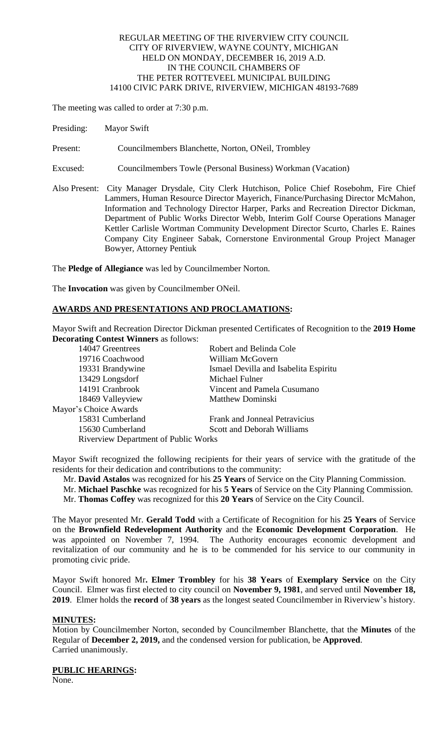REGULAR MEETING OF THE RIVERVIEW CITY COUNCIL
CITY OF RIVERVIEW, WAYNE COUNTY, MICHIGAN
HELD ON MONDAY, DECEMBER 16, 2019 A.D.
IN THE COUNCIL CHAMBERS OF
THE PETER ROTTEVEEL MUNICIPAL BUILDING
14100 CIVIC PARK DRIVE, RIVERVIEW, MICHIGAN 48193-7689

The meeting was called to order at 7:30 p.m.

Presiding: Mayor Swift

Present: Councilmembers Blanchette, Norton, ONeil, Trombley

Excused: Councilmembers Towle (Personal Business) Workman (Vacation)

Also Present: City Manager Drysdale, City Clerk Hutchison, Police Chief Rosebohm, Fire Chief Lammers, Human Resource Director Mayerich, Finance/Purchasing Director McMahon, Information and Technology Director Harper, Parks and Recreation Director Dickman, Department of Public Works Director Webb, Interim Golf Course Operations Manager Kettler Carlisle Wortman Community Development Director Scurto, Charles E. Raines Company City Engineer Sabak, Cornerstone Environmental Group Project Manager Bowyer, Attorney Pentiuk

The **Pledge of Allegiance** was led by Councilmember Norton.

The **Invocation** was given by Councilmember ONeil.

## AWARDS AND PRESENTATIONS AND PROCLAMATIONS:

Mayor Swift and Recreation Director Dickman presented Certificates of Recognition to the **2019 Home Decorating Contest Winners** as follows:

| | |
|---|---|
| 14047 Greentrees | Robert and Belinda Cole |
| 19716 Coachwood | William McGovern |
| 19331 Brandywine | Ismael Devilla and Isabelita Espiritu |
| 13429 Longsdorf | Michael Fulner |
| 14191 Cranbrook | Vincent and Pamela Cusumano |
| 18469 Valleyview | Matthew Dominski |
| Mayor's Choice Awards | |
| 15831 Cumberland | Frank and Jonneal Petravicius |
| 15630 Cumberland | Scott and Deborah Williams |
| Riverview Department of Public Works | |

Mayor Swift recognized the following recipients for their years of service with the gratitude of the residents for their dedication and contributions to the community:

Mr. **David Astalos** was recognized for his **25 Years** of Service on the City Planning Commission.
Mr. **Michael Paschke** was recognized for his **5 Years** of Service on the City Planning Commission.
Mr. **Thomas Coffey** was recognized for this **20 Years** of Service on the City Council.

The Mayor presented Mr. **Gerald Todd** with a Certificate of Recognition for his **25 Years** of Service on the **Brownfield Redevelopment Authority** and the **Economic Development Corporation**. He was appointed on November 7, 1994. The Authority encourages economic development and revitalization of our community and he is to be commended for his service to our community in promoting civic pride.

Mayor Swift honored Mr**. Elmer Trombley** for his **38 Years** of **Exemplary Service** on the City Council. Elmer was first elected to city council on **November 9, 1981**, and served until **November 18, 2019**. Elmer holds the **record** of **38 years** as the longest seated Councilmember in Riverview's history.

## MINUTES:

Motion by Councilmember Norton, seconded by Councilmember Blanchette, that the **Minutes** of the Regular of **December 2, 2019,** and the condensed version for publication, be **Approved**.
Carried unanimously.

## PUBLIC HEARINGS:

None.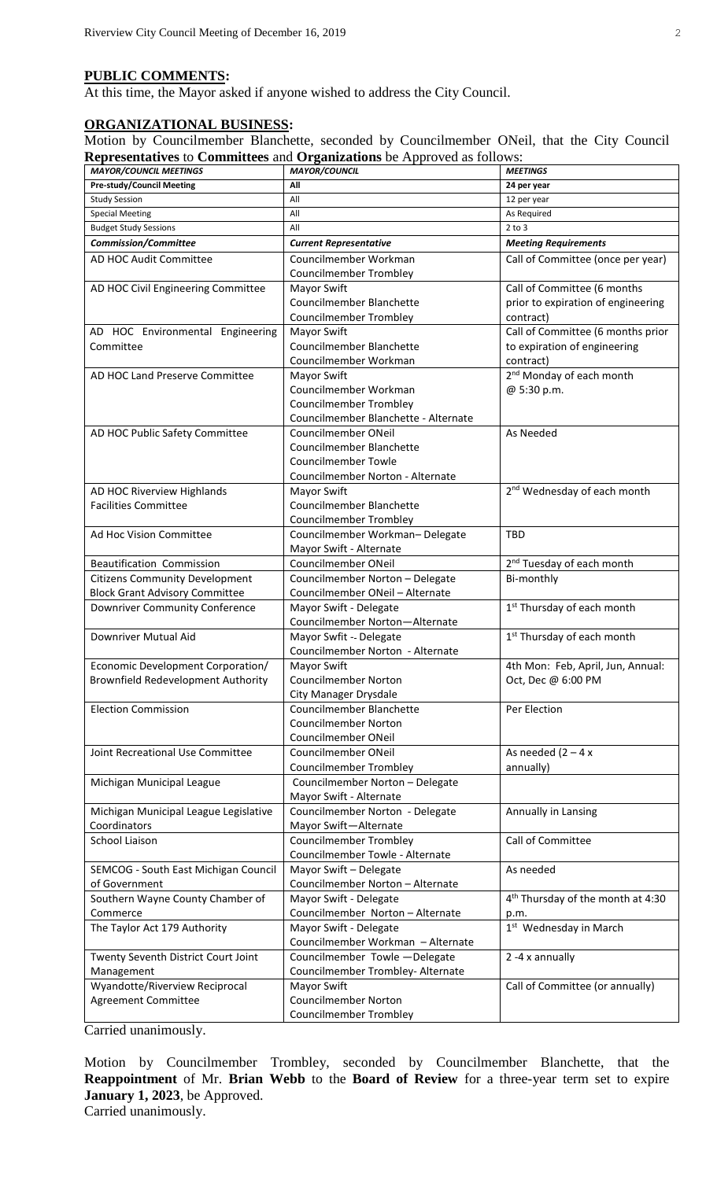## PUBLIC COMMENTS:

At this time, the Mayor asked if anyone wished to address the City Council.

## ORGANIZATIONAL BUSINESS:

Motion by Councilmember Blanchette, seconded by Councilmember ONeil, that the City Council **Representatives** to **Committees** and **Organizations** be Approved as follows:

| *MAYOR/COUNCIL MEETINGS* | *MAYOR/COUNCIL* | *MEETINGS* |
|---|---|---|
| **Pre-study/Council Meeting** | **All** | **24 per year** |
| Study Session | All | 12 per year |
| Special Meeting | All | As Required |
| Budget Study Sessions | All | 2 to 3 |
| ***Commission/Committee*** | ***Current Representative*** | ***Meeting Requirements*** |
| AD HOC Audit Committee | Councilmember Workman<br>Councilmember Trombley | Call of Committee (once per year) |
| AD HOC Civil Engineering Committee | Mayor Swift<br>Councilmember Blanchette<br>Councilmember Trombley | Call of Committee (6 months prior to expiration of engineering contract) |
| AD HOC Environmental Engineering Committee | Mayor Swift<br>Councilmember Blanchette<br>Councilmember Workman | Call of Committee (6 months prior to expiration of engineering contract) |
| AD HOC Land Preserve Committee | Mayor Swift<br>Councilmember Workman<br>Councilmember Trombley<br>Councilmember Blanchette - Alternate | 2nd Monday of each month @ 5:30 p.m. |
| AD HOC Public Safety Committee | Councilmember ONeil<br>Councilmember Blanchette<br>Councilmember Towle<br>Councilmember Norton - Alternate | As Needed |
| AD HOC Riverview Highlands Facilities Committee | Mayor Swift<br>Councilmember Blanchette<br>Councilmember Trombley | 2nd Wednesday of each month |
| Ad Hoc Vision Committee | Councilmember Workman– Delegate<br>Mayor Swift - Alternate | TBD |
| Beautification Commission | Councilmember ONeil | 2nd Tuesday of each month |
| Citizens Community Development Block Grant Advisory Committee | Councilmember Norton – Delegate<br>Councilmember ONeil – Alternate | Bi-monthly |
| Downriver Community Conference | Mayor Swift - Delegate<br>Councilmember Norton—Alternate | 1st Thursday of each month |
| Downriver Mutual Aid | Mayor Swfit -- Delegate<br>Councilmember Norton - Alternate | 1st Thursday of each month |
| Economic Development Corporation/ Brownfield Redevelopment Authority | Mayor Swift<br>Councilmember Norton<br>City Manager Drysdale | 4th Mon: Feb, April, Jun, Annual: Oct, Dec @ 6:00 PM |
| Election Commission | Councilmember Blanchette<br>Councilmember Norton<br>Councilmember ONeil | Per Election |
| Joint Recreational Use Committee | Councilmember ONeil<br>Councilmember Trombley | As needed (2 – 4 x annually) |
| Michigan Municipal League | Councilmember Norton – Delegate<br>Mayor Swift - Alternate | |
| Michigan Municipal League Legislative Coordinators | Councilmember Norton - Delegate<br>Mayor Swift—Alternate | Annually in Lansing |
| School Liaison | Councilmember Trombley<br>Councilmember Towle - Alternate | Call of Committee |
| SEMCOG - South East Michigan Council of Government | Mayor Swift – Delegate<br>Councilmember Norton – Alternate | As needed |
| Southern Wayne County Chamber of Commerce | Mayor Swift - Delegate<br>Councilmember Norton – Alternate | 4th Thursday of the month at 4:30 p.m. |
| The Taylor Act 179 Authority | Mayor Swift - Delegate<br>Councilmember Workman – Alternate | 1st Wednesday in March |
| Twenty Seventh District Court Joint Management | Councilmember Towle —Delegate<br>Councilmember Trombley- Alternate | 2 -4 x annually |
| Wyandotte/Riverview Reciprocal Agreement Committee | Mayor Swift<br>Councilmember Norton<br>Councilmember Trombley | Call of Committee (or annually) |

Carried unanimously.

Motion by Councilmember Trombley, seconded by Councilmember Blanchette, that the **Reappointment** of Mr. **Brian Webb** to the **Board of Review** for a three-year term set to expire **January 1, 2023**, be Approved.
Carried unanimously.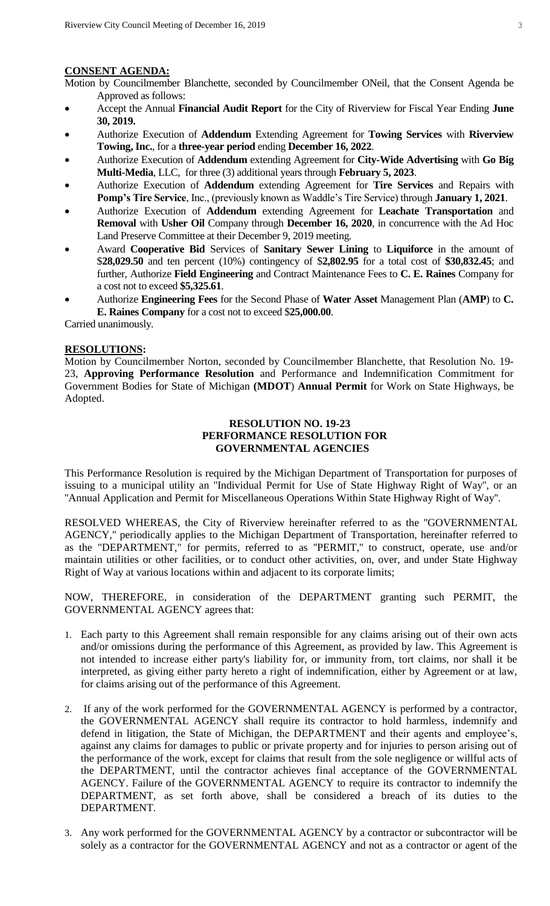**CONSENT AGENDA:**

Motion by Councilmember Blanchette, seconded by Councilmember ONeil, that the Consent Agenda be Approved as follows:

- Accept the Annual **Financial Audit Report** for the City of Riverview for Fiscal Year Ending **June 30, 2019.**
- Authorize Execution of **Addendum** Extending Agreement for **Towing Services** with **Riverview Towing, Inc.**, for a **three-year period** ending **December 16, 2022**.
- Authorize Execution of **Addendum** extending Agreement for **City-Wide Advertising** with **Go Big Multi-Media**, LLC, for three (3) additional years through **February 5, 2023**.
- Authorize Execution of **Addendum** extending Agreement for **Tire Services** and Repairs with **Pomp's Tire Service**, Inc., (previously known as Waddle's Tire Service) through **January 1, 2021**.
- Authorize Execution of **Addendum** extending Agreement for **Leachate Transportation** and **Removal** with **Usher Oil** Company through **December 16, 2020**, in concurrence with the Ad Hoc Land Preserve Committee at their December 9, 2019 meeting.
- Award **Cooperative Bid** Services of **Sanitary Sewer Lining** to **Liquiforce** in the amount of $**28,029.50** and ten percent (10%) contingency of $**2,802.95** for a total cost of **$30,832.45**; and further, Authorize **Field Engineering** and Contract Maintenance Fees to **C. E. Raines** Company for a cost not to exceed **$5,325.61**.
- Authorize **Engineering Fees** for the Second Phase of **Water Asset** Management Plan (**AMP**) to **C. E. Raines Company** for a cost not to exceed $**25,000.00**.

Carried unanimously.

**RESOLUTIONS:**

Motion by Councilmember Norton, seconded by Councilmember Blanchette, that Resolution No. 19-23, **Approving Performance Resolution** and Performance and Indemnification Commitment for Government Bodies for State of Michigan **(MDOT**) **Annual Permit** for Work on State Highways, be Adopted.

**RESOLUTION NO. 19-23**
**PERFORMANCE RESOLUTION FOR GOVERNMENTAL AGENCIES**

This Performance Resolution is required by the Michigan Department of Transportation for purposes of issuing to a municipal utility an "Individual Permit for Use of State Highway Right of Way", or an "Annual Application and Permit for Miscellaneous Operations Within State Highway Right of Way".

RESOLVED WHEREAS, the City of Riverview hereinafter referred to as the "GOVERNMENTAL AGENCY," periodically applies to the Michigan Department of Transportation, hereinafter referred to as the "DEPARTMENT," for permits, referred to as "PERMIT," to construct, operate, use and/or maintain utilities or other facilities, or to conduct other activities, on, over, and under State Highway Right of Way at various locations within and adjacent to its corporate limits;

NOW, THEREFORE, in consideration of the DEPARTMENT granting such PERMIT, the GOVERNMENTAL AGENCY agrees that:

1. Each party to this Agreement shall remain responsible for any claims arising out of their own acts and/or omissions during the performance of this Agreement, as provided by law. This Agreement is not intended to increase either party's liability for, or immunity from, tort claims, nor shall it be interpreted, as giving either party hereto a right of indemnification, either by Agreement or at law, for claims arising out of the performance of this Agreement.

2. If any of the work performed for the GOVERNMENTAL AGENCY is performed by a contractor, the GOVERNMENTAL AGENCY shall require its contractor to hold harmless, indemnify and defend in litigation, the State of Michigan, the DEPARTMENT and their agents and employee's, against any claims for damages to public or private property and for injuries to person arising out of the performance of the work, except for claims that result from the sole negligence or willful acts of the DEPARTMENT, until the contractor achieves final acceptance of the GOVERNMENTAL AGENCY. Failure of the GOVERNMENTAL AGENCY to require its contractor to indemnify the DEPARTMENT, as set forth above, shall be considered a breach of its duties to the DEPARTMENT.

3. Any work performed for the GOVERNMENTAL AGENCY by a contractor or subcontractor will be solely as a contractor for the GOVERNMENTAL AGENCY and not as a contractor or agent of the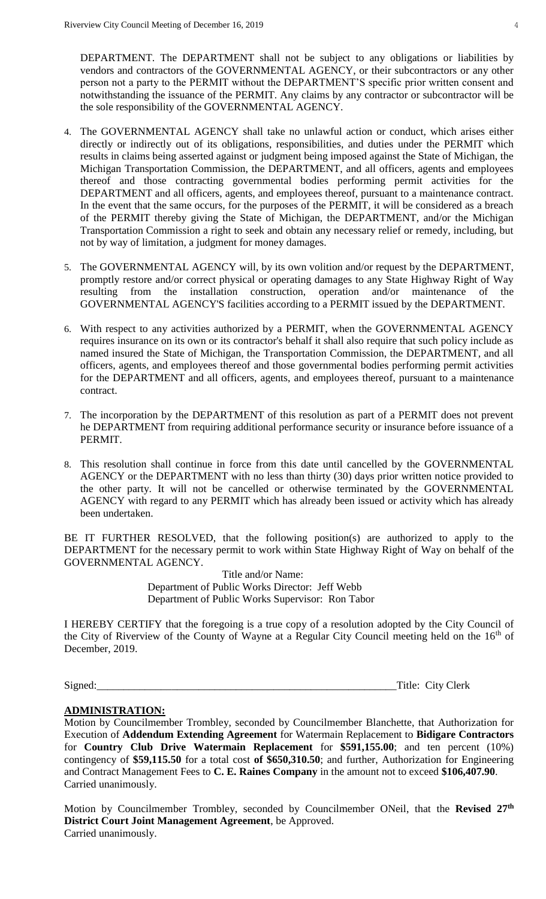DEPARTMENT. The DEPARTMENT shall not be subject to any obligations or liabilities by vendors and contractors of the GOVERNMENTAL AGENCY, or their subcontractors or any other person not a party to the PERMIT without the DEPARTMENT'S specific prior written consent and notwithstanding the issuance of the PERMIT. Any claims by any contractor or subcontractor will be the sole responsibility of the GOVERNMENTAL AGENCY.

4. The GOVERNMENTAL AGENCY shall take no unlawful action or conduct, which arises either directly or indirectly out of its obligations, responsibilities, and duties under the PERMIT which results in claims being asserted against or judgment being imposed against the State of Michigan, the Michigan Transportation Commission, the DEPARTMENT, and all officers, agents and employees thereof and those contracting governmental bodies performing permit activities for the DEPARTMENT and all officers, agents, and employees thereof, pursuant to a maintenance contract. In the event that the same occurs, for the purposes of the PERMIT, it will be considered as a breach of the PERMIT thereby giving the State of Michigan, the DEPARTMENT, and/or the Michigan Transportation Commission a right to seek and obtain any necessary relief or remedy, including, but not by way of limitation, a judgment for money damages.

5. The GOVERNMENTAL AGENCY will, by its own volition and/or request by the DEPARTMENT, promptly restore and/or correct physical or operating damages to any State Highway Right of Way resulting from the installation construction, operation and/or maintenance of the GOVERNMENTAL AGENCY'S facilities according to a PERMIT issued by the DEPARTMENT.

6. With respect to any activities authorized by a PERMIT, when the GOVERNMENTAL AGENCY requires insurance on its own or its contractor's behalf it shall also require that such policy include as named insured the State of Michigan, the Transportation Commission, the DEPARTMENT, and all officers, agents, and employees thereof and those governmental bodies performing permit activities for the DEPARTMENT and all officers, agents, and employees thereof, pursuant to a maintenance contract.

7. The incorporation by the DEPARTMENT of this resolution as part of a PERMIT does not prevent he DEPARTMENT from requiring additional performance security or insurance before issuance of a PERMIT.

8. This resolution shall continue in force from this date until cancelled by the GOVERNMENTAL AGENCY or the DEPARTMENT with no less than thirty (30) days prior written notice provided to the other party. It will not be cancelled or otherwise terminated by the GOVERNMENTAL AGENCY with regard to any PERMIT which has already been issued or activity which has already been undertaken.

BE IT FURTHER RESOLVED, that the following position(s) are authorized to apply to the DEPARTMENT for the necessary permit to work within State Highway Right of Way on behalf of the GOVERNMENTAL AGENCY.

Title and/or Name:
Department of Public Works Director: Jeff Webb
Department of Public Works Supervisor: Ron Tabor

I HEREBY CERTIFY that the foregoing is a true copy of a resolution adopted by the City Council of the City of Riverview of the County of Wayne at a Regular City Council meeting held on the 16th of December, 2019.

Signed:\_\_\_\_\_\_\_\_\_\_\_\_\_\_\_\_\_\_\_\_\_\_\_\_\_\_\_\_\_\_\_\_\_\_\_\_\_\_\_\_\_\_\_\_\_\_\_\_\_\_\_\_\_\_\_\_\_ Title: City Clerk

**ADMINISTRATION:**

Motion by Councilmember Trombley, seconded by Councilmember Blanchette, that Authorization for Execution of **Addendum Extending Agreement** for Watermain Replacement to **Bidigare Contractors** for **Country Club Drive Watermain Replacement** for **$591,155.00**; and ten percent (10%) contingency of **$59,115.50** for a total cost **of $650,310.50**; and further, Authorization for Engineering and Contract Management Fees to **C. E. Raines Company** in the amount not to exceed **$106,407.90**.
Carried unanimously.

Motion by Councilmember Trombley, seconded by Councilmember ONeil, that the **Revised 27th District Court Joint Management Agreement**, be Approved.
Carried unanimously.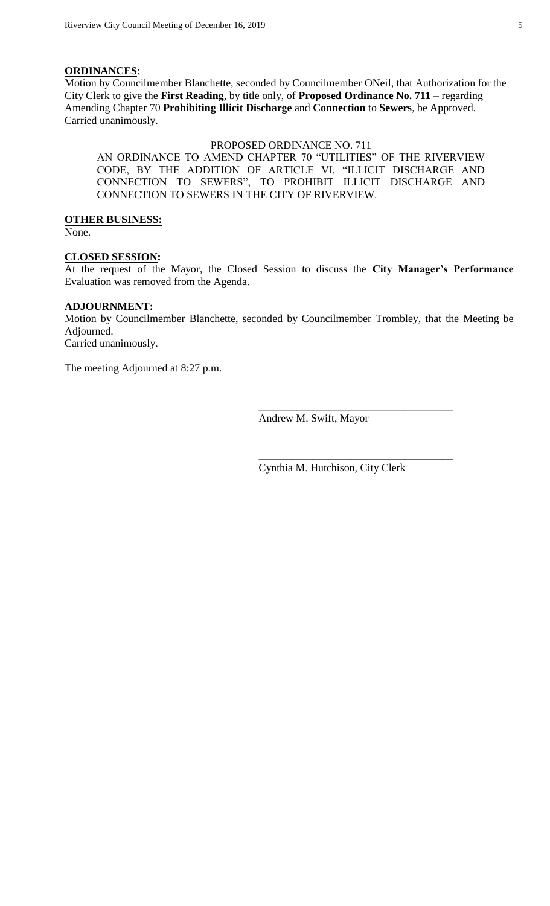**ORDINANCES**:

Motion by Councilmember Blanchette, seconded by Councilmember ONeil, that Authorization for the City Clerk to give the **First Reading**, by title only, of **Proposed Ordinance No. 711** – regarding Amending Chapter 70 **Prohibiting Illicit Discharge** and **Connection** to **Sewers**, be Approved. Carried unanimously.

PROPOSED ORDINANCE NO. 711

AN ORDINANCE TO AMEND CHAPTER 70 "UTILITIES" OF THE RIVERVIEW CODE, BY THE ADDITION OF ARTICLE VI, "ILLICIT DISCHARGE AND CONNECTION TO SEWERS", TO PROHIBIT ILLICIT DISCHARGE AND CONNECTION TO SEWERS IN THE CITY OF RIVERVIEW.

**OTHER BUSINESS:**

None.

**CLOSED SESSION:**

At the request of the Mayor, the Closed Session to discuss the **City Manager's Performance** Evaluation was removed from the Agenda.

**ADJOURNMENT:**

Motion by Councilmember Blanchette, seconded by Councilmember Trombley, that the Meeting be Adjourned.
Carried unanimously.

The meeting Adjourned at 8:27 p.m.

\_\_\_\_\_\_\_\_\_\_\_\_\_\_\_\_\_\_\_\_\_\_\_\_\_\_\_\_\_\_\_\_\_\_\_\_
Andrew M. Swift, Mayor

\_\_\_\_\_\_\_\_\_\_\_\_\_\_\_\_\_\_\_\_\_\_\_\_\_\_\_\_\_\_\_\_\_\_\_\_
Cynthia M. Hutchison, City Clerk